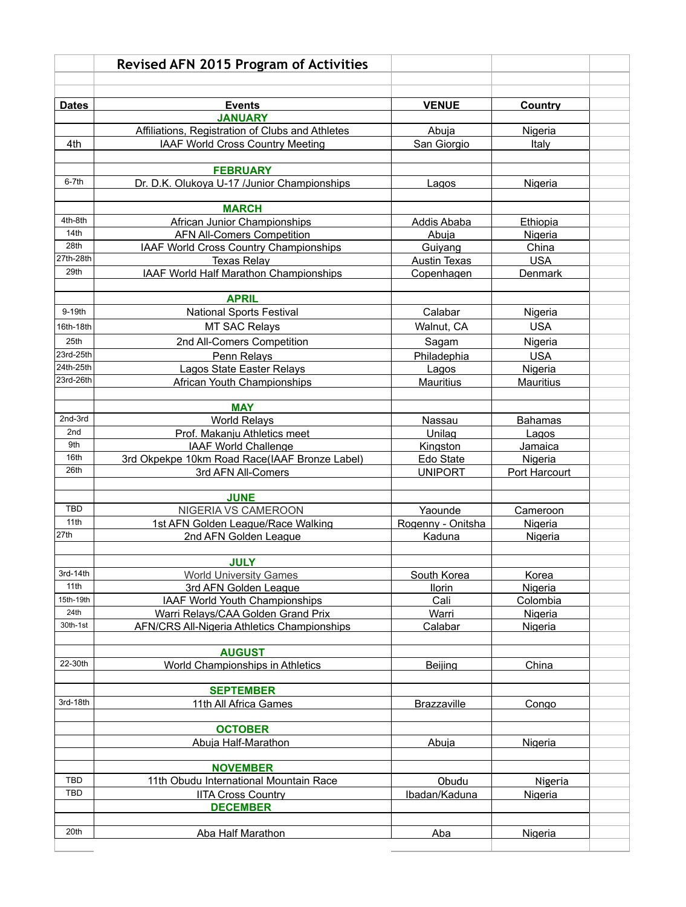# Revised AFN 2015 Program of Activities

| Dates | Events | VENUE | Country |
|---|---|---|---|
| | **JANUARY** | | |
| | Affiliations, Registration of Clubs and Athletes | Abuja | Nigeria |
| 4th | IAAF World Cross Country Meeting | San Giorgio | Italy |
| | | | |
| | **FEBRUARY** | | |
| 6-7th | Dr. D.K. Olukoya U-17 /Junior Championships | Lagos | Nigeria |
| | | | |
| | **MARCH** | | |
| 4th-8th | African Junior Championships | Addis Ababa | Ethiopia |
| 14th | AFN All-Comers Competition | Abuja | Nigeria |
| 28th | IAAF World Cross Country Championships | Guiyang | China |
| 27th-28th | Texas Relay | Austin Texas | USA |
| 29th | IAAF World Half Marathon Championships | Copenhagen | Denmark |
| | | | |
| | **APRIL** | | |
| 9-19th | National Sports Festival | Calabar | Nigeria |
| 16th-18th | MT SAC Relays | Walnut, CA | USA |
| 25th | 2nd All-Comers Competition | Sagam | Nigeria |
| 23rd-25th | Penn Relays | Philadephia | USA |
| 24th-25th | Lagos State Easter Relays | Lagos | Nigeria |
| 23rd-26th | African Youth Championships | Mauritius | Mauritius |
| | | | |
| | **MAY** | | |
| 2nd-3rd | World Relays | Nassau | Bahamas |
| 2nd | Prof. Makanju Athletics meet | Unilag | Lagos |
| 9th | IAAF World Challenge | Kingston | Jamaica |
| 16th | 3rd Okpekpe 10km Road Race(IAAF Bronze Label) | Edo State | Nigeria |
| 26th | 3rd AFN All-Comers | UNIPORT | Port Harcourt |
| | | | |
| | **JUNE** | | |
| TBD | NIGERIA VS CAMEROON | Yaounde | Cameroon |
| 11th | 1st AFN Golden League/Race Walking | Rogenny - Onitsha | Nigeria |
| 27th | 2nd AFN Golden League | Kaduna | Nigeria |
| | | | |
| | **JULY** | | |
| 3rd-14th | World University Games | South Korea | Korea |
| 11th | 3rd AFN Golden League | Ilorin | Nigeria |
| 15th-19th | IAAF World Youth Championships | Cali | Colombia |
| 24th | Warri Relays/CAA Golden Grand Prix | Warri | Nigeria |
| 30th-1st | AFN/CRS All-Nigeria Athletics Championships | Calabar | Nigeria |
| | | | |
| | **AUGUST** | | |
| 22-30th | World Championships in Athletics | Beijing | China |
| | | | |
| | **SEPTEMBER** | | |
| 3rd-18th | 11th All Africa Games | Brazzaville | Congo |
| | | | |
| | **OCTOBER** | | |
| | Abuja Half-Marathon | Abuja | Nigeria |
| | | | |
| | **NOVEMBER** | | |
| TBD | 11th Obudu International Mountain Race | Obudu | Nigeria |
| TBD | IITA Cross Country | Ibadan/Kaduna | Nigeria |
| | **DECEMBER** | | |
| | | | |
| 20th | Aba Half Marathon | Aba | Nigeria |